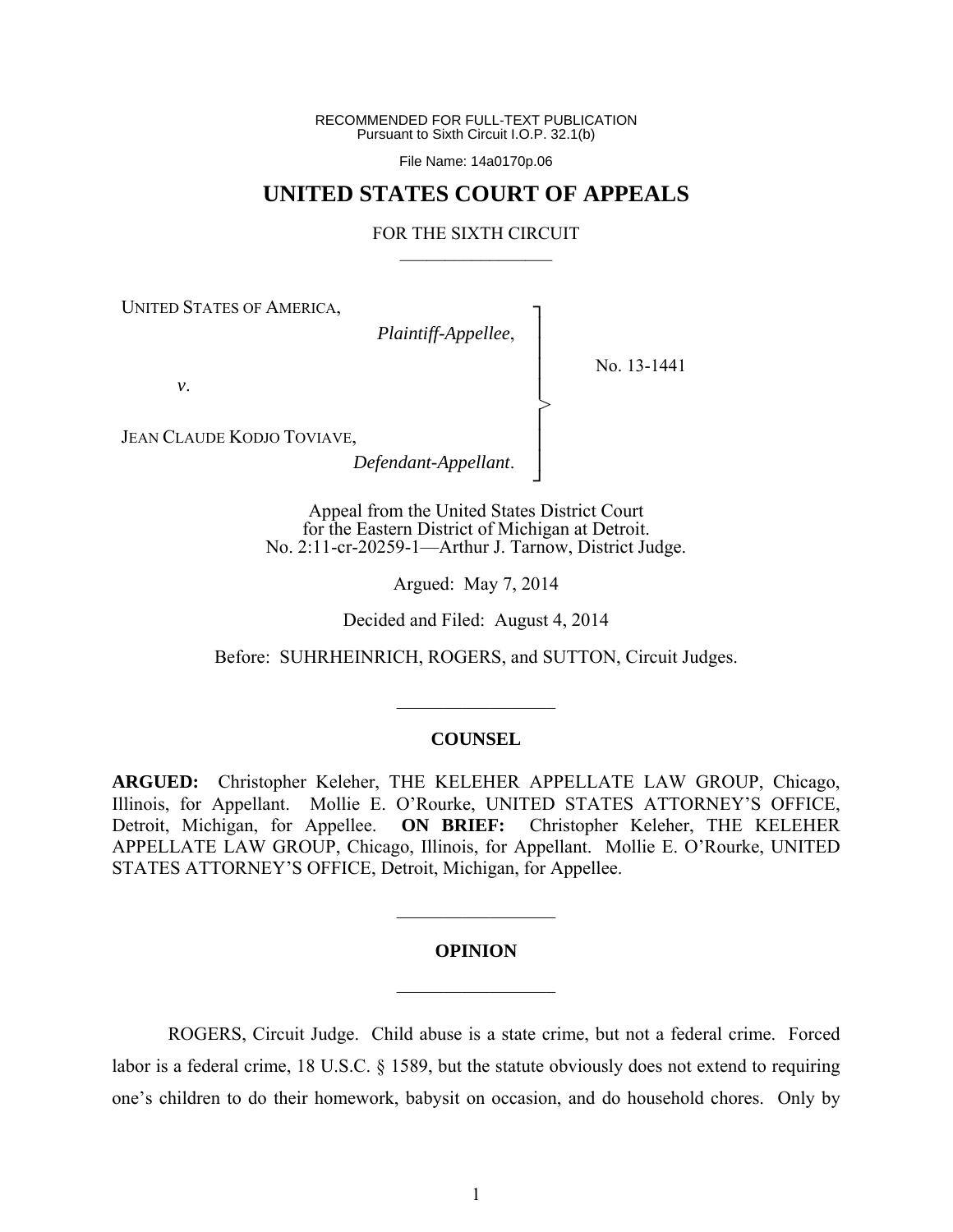RECOMMENDED FOR FULL-TEXT PUBLICATION
Pursuant to Sixth Circuit I.O.P. 32.1(b)

File Name: 14a0170p.06

# UNITED STATES COURT OF APPEALS

FOR THE SIXTH CIRCUIT

UNITED STATES OF AMERICA,
*Plaintiff-Appellee*,

*v*.

JEAN CLAUDE KODJO TOVIAVE,
*Defendant-Appellant*.

No. 13-1441

Appeal from the United States District Court
for the Eastern District of Michigan at Detroit.
No. 2:11-cr-20259-1—Arthur J. Tarnow, District Judge.

Argued: May 7, 2014

Decided and Filed: August 4, 2014

Before: SUHRHEINRICH, ROGERS, and SUTTON, Circuit Judges.

## COUNSEL

**ARGUED:** Christopher Keleher, THE KELEHER APPELLATE LAW GROUP, Chicago, Illinois, for Appellant. Mollie E. O'Rourke, UNITED STATES ATTORNEY'S OFFICE, Detroit, Michigan, for Appellee. **ON BRIEF:** Christopher Keleher, THE KELEHER APPELLATE LAW GROUP, Chicago, Illinois, for Appellant. Mollie E. O'Rourke, UNITED STATES ATTORNEY'S OFFICE, Detroit, Michigan, for Appellee.

## OPINION

ROGERS, Circuit Judge. Child abuse is a state crime, but not a federal crime. Forced labor is a federal crime, 18 U.S.C. § 1589, but the statute obviously does not extend to requiring one's children to do their homework, babysit on occasion, and do household chores. Only by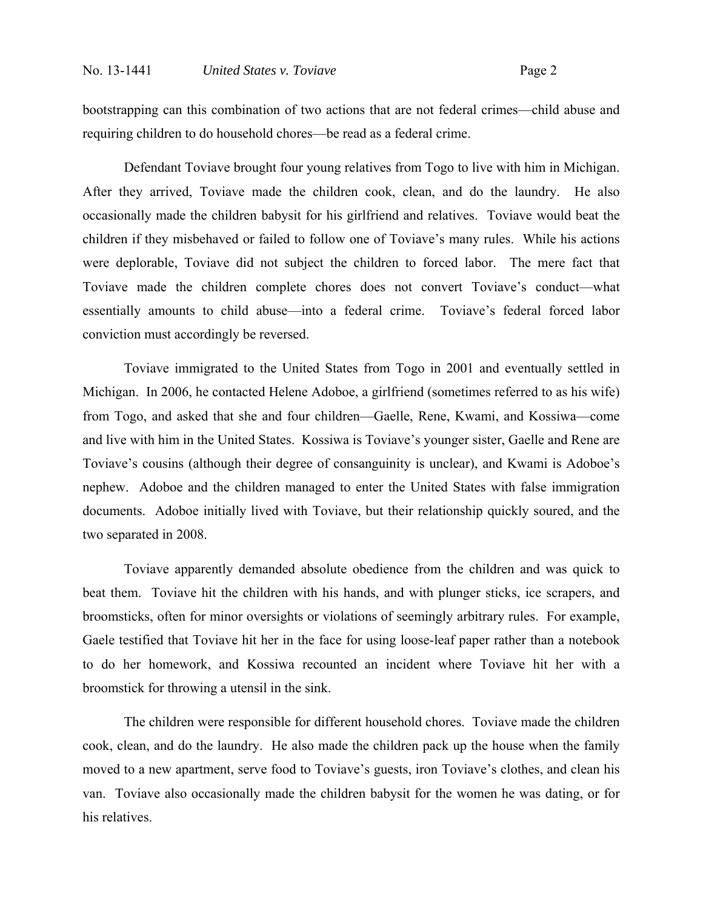bootstrapping can this combination of two actions that are not federal crimes—child abuse and requiring children to do household chores—be read as a federal crime.

Defendant Toviave brought four young relatives from Togo to live with him in Michigan. After they arrived, Toviave made the children cook, clean, and do the laundry. He also occasionally made the children babysit for his girlfriend and relatives. Toviave would beat the children if they misbehaved or failed to follow one of Toviave's many rules. While his actions were deplorable, Toviave did not subject the children to forced labor. The mere fact that Toviave made the children complete chores does not convert Toviave's conduct—what essentially amounts to child abuse—into a federal crime. Toviave's federal forced labor conviction must accordingly be reversed.

Toviave immigrated to the United States from Togo in 2001 and eventually settled in Michigan. In 2006, he contacted Helene Adoboe, a girlfriend (sometimes referred to as his wife) from Togo, and asked that she and four children—Gaelle, Rene, Kwami, and Kossiwa—come and live with him in the United States. Kossiwa is Toviave's younger sister, Gaelle and Rene are Toviave's cousins (although their degree of consanguinity is unclear), and Kwami is Adoboe's nephew. Adoboe and the children managed to enter the United States with false immigration documents. Adoboe initially lived with Toviave, but their relationship quickly soured, and the two separated in 2008.

Toviave apparently demanded absolute obedience from the children and was quick to beat them. Toviave hit the children with his hands, and with plunger sticks, ice scrapers, and broomsticks, often for minor oversights or violations of seemingly arbitrary rules. For example, Gaele testified that Toviave hit her in the face for using loose-leaf paper rather than a notebook to do her homework, and Kossiwa recounted an incident where Toviave hit her with a broomstick for throwing a utensil in the sink.

The children were responsible for different household chores. Toviave made the children cook, clean, and do the laundry. He also made the children pack up the house when the family moved to a new apartment, serve food to Toviave's guests, iron Toviave's clothes, and clean his van. Toviave also occasionally made the children babysit for the women he was dating, or for his relatives.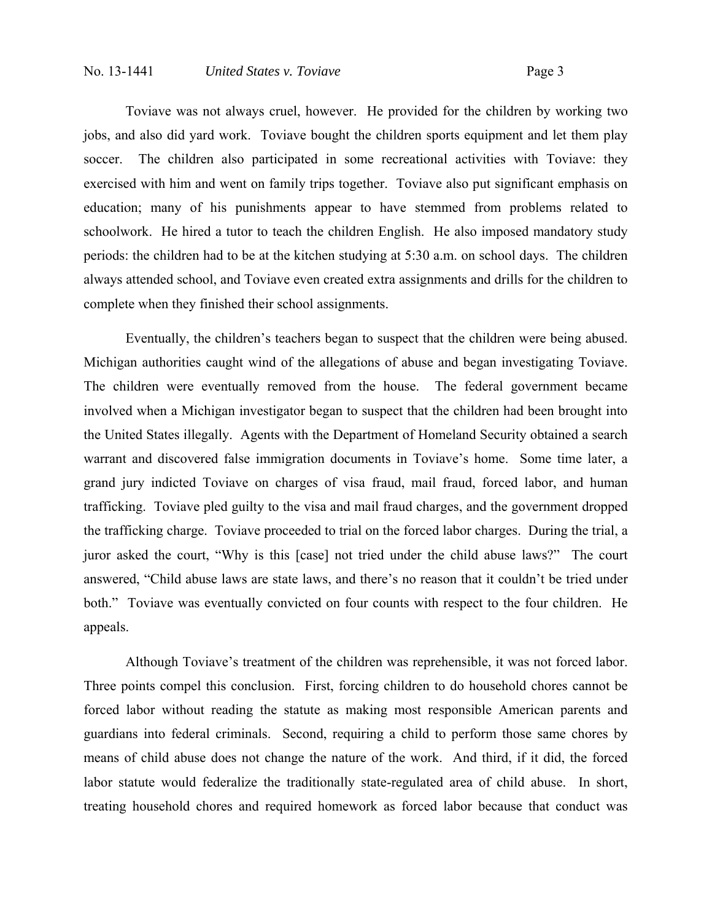Toviave was not always cruel, however. He provided for the children by working two jobs, and also did yard work. Toviave bought the children sports equipment and let them play soccer. The children also participated in some recreational activities with Toviave: they exercised with him and went on family trips together. Toviave also put significant emphasis on education; many of his punishments appear to have stemmed from problems related to schoolwork. He hired a tutor to teach the children English. He also imposed mandatory study periods: the children had to be at the kitchen studying at 5:30 a.m. on school days. The children always attended school, and Toviave even created extra assignments and drills for the children to complete when they finished their school assignments.

Eventually, the children's teachers began to suspect that the children were being abused. Michigan authorities caught wind of the allegations of abuse and began investigating Toviave. The children were eventually removed from the house. The federal government became involved when a Michigan investigator began to suspect that the children had been brought into the United States illegally. Agents with the Department of Homeland Security obtained a search warrant and discovered false immigration documents in Toviave's home. Some time later, a grand jury indicted Toviave on charges of visa fraud, mail fraud, forced labor, and human trafficking. Toviave pled guilty to the visa and mail fraud charges, and the government dropped the trafficking charge. Toviave proceeded to trial on the forced labor charges. During the trial, a juror asked the court, "Why is this [case] not tried under the child abuse laws?" The court answered, "Child abuse laws are state laws, and there's no reason that it couldn't be tried under both." Toviave was eventually convicted on four counts with respect to the four children. He appeals.

Although Toviave's treatment of the children was reprehensible, it was not forced labor. Three points compel this conclusion. First, forcing children to do household chores cannot be forced labor without reading the statute as making most responsible American parents and guardians into federal criminals. Second, requiring a child to perform those same chores by means of child abuse does not change the nature of the work. And third, if it did, the forced labor statute would federalize the traditionally state-regulated area of child abuse. In short, treating household chores and required homework as forced labor because that conduct was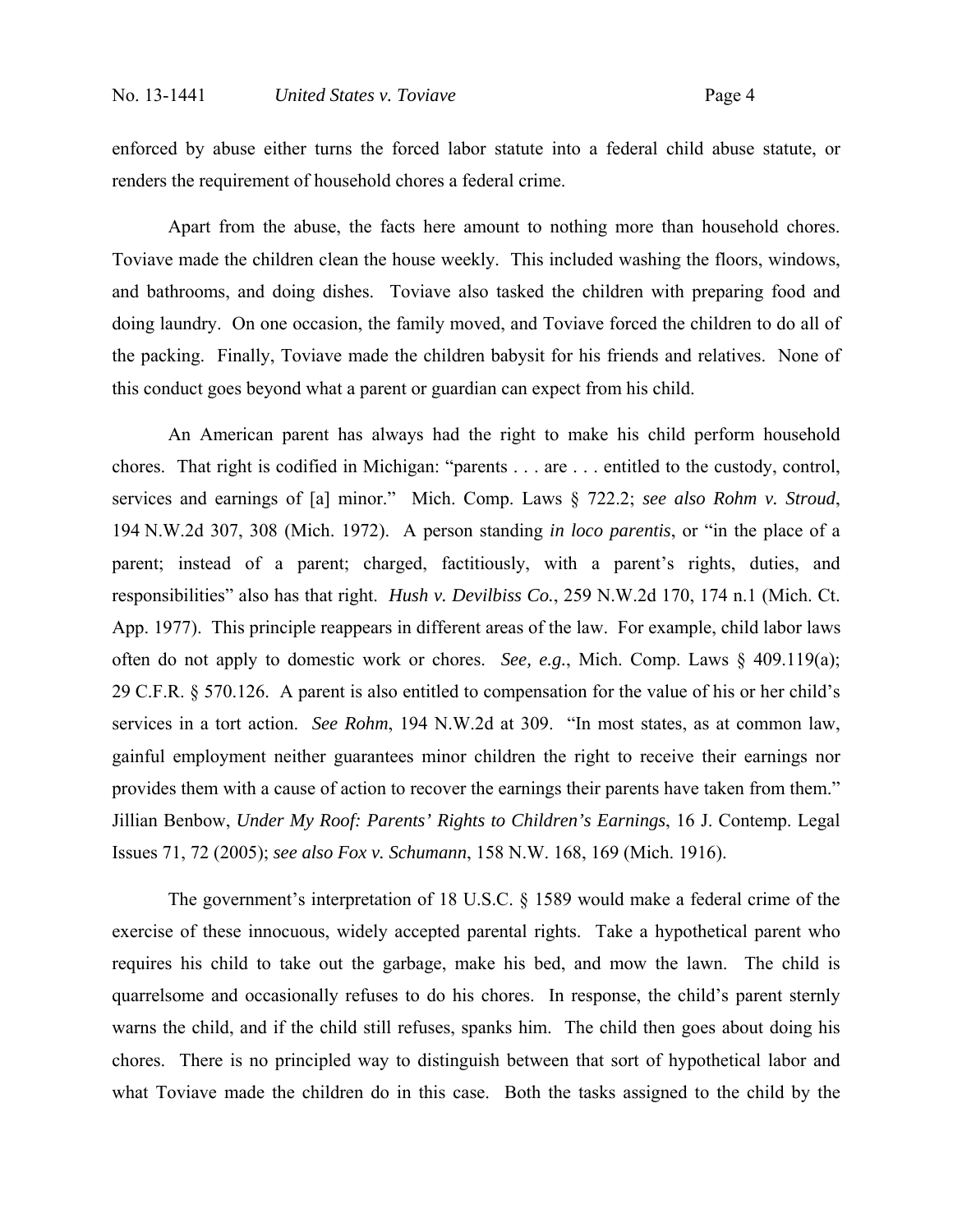enforced by abuse either turns the forced labor statute into a federal child abuse statute, or renders the requirement of household chores a federal crime.

Apart from the abuse, the facts here amount to nothing more than household chores. Toviave made the children clean the house weekly. This included washing the floors, windows, and bathrooms, and doing dishes. Toviave also tasked the children with preparing food and doing laundry. On one occasion, the family moved, and Toviave forced the children to do all of the packing. Finally, Toviave made the children babysit for his friends and relatives. None of this conduct goes beyond what a parent or guardian can expect from his child.

An American parent has always had the right to make his child perform household chores. That right is codified in Michigan: "parents . . . are . . . entitled to the custody, control, services and earnings of [a] minor." Mich. Comp. Laws § 722.2; *see also Rohm v. Stroud*, 194 N.W.2d 307, 308 (Mich. 1972). A person standing *in loco parentis*, or "in the place of a parent; instead of a parent; charged, factitiously, with a parent's rights, duties, and responsibilities" also has that right. *Hush v. Devilbiss Co.*, 259 N.W.2d 170, 174 n.1 (Mich. Ct. App. 1977). This principle reappears in different areas of the law. For example, child labor laws often do not apply to domestic work or chores. *See, e.g.*, Mich. Comp. Laws § 409.119(a); 29 C.F.R. § 570.126. A parent is also entitled to compensation for the value of his or her child's services in a tort action. *See Rohm*, 194 N.W.2d at 309. "In most states, as at common law, gainful employment neither guarantees minor children the right to receive their earnings nor provides them with a cause of action to recover the earnings their parents have taken from them." Jillian Benbow, *Under My Roof: Parents' Rights to Children's Earnings*, 16 J. Contemp. Legal Issues 71, 72 (2005); *see also Fox v. Schumann*, 158 N.W. 168, 169 (Mich. 1916).

The government's interpretation of 18 U.S.C. § 1589 would make a federal crime of the exercise of these innocuous, widely accepted parental rights. Take a hypothetical parent who requires his child to take out the garbage, make his bed, and mow the lawn. The child is quarrelsome and occasionally refuses to do his chores. In response, the child's parent sternly warns the child, and if the child still refuses, spanks him. The child then goes about doing his chores. There is no principled way to distinguish between that sort of hypothetical labor and what Toviave made the children do in this case. Both the tasks assigned to the child by the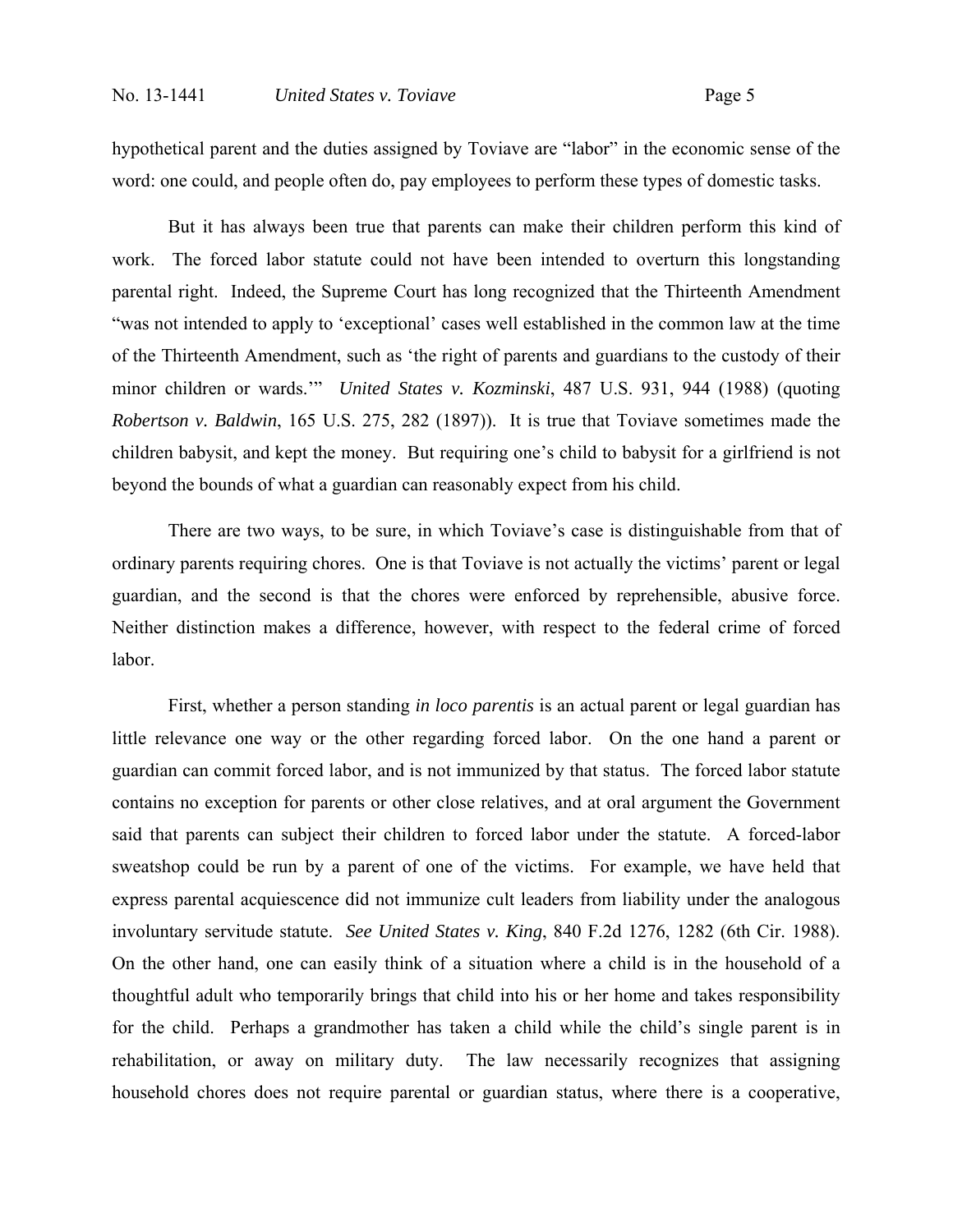hypothetical parent and the duties assigned by Toviave are "labor" in the economic sense of the word: one could, and people often do, pay employees to perform these types of domestic tasks.

But it has always been true that parents can make their children perform this kind of work. The forced labor statute could not have been intended to overturn this longstanding parental right. Indeed, the Supreme Court has long recognized that the Thirteenth Amendment "was not intended to apply to 'exceptional' cases well established in the common law at the time of the Thirteenth Amendment, such as 'the right of parents and guardians to the custody of their minor children or wards.'" *United States v. Kozminski*, 487 U.S. 931, 944 (1988) (quoting *Robertson v. Baldwin*, 165 U.S. 275, 282 (1897)). It is true that Toviave sometimes made the children babysit, and kept the money. But requiring one's child to babysit for a girlfriend is not beyond the bounds of what a guardian can reasonably expect from his child.

There are two ways, to be sure, in which Toviave's case is distinguishable from that of ordinary parents requiring chores. One is that Toviave is not actually the victims' parent or legal guardian, and the second is that the chores were enforced by reprehensible, abusive force. Neither distinction makes a difference, however, with respect to the federal crime of forced labor.

First, whether a person standing *in loco parentis* is an actual parent or legal guardian has little relevance one way or the other regarding forced labor. On the one hand a parent or guardian can commit forced labor, and is not immunized by that status. The forced labor statute contains no exception for parents or other close relatives, and at oral argument the Government said that parents can subject their children to forced labor under the statute. A forced-labor sweatshop could be run by a parent of one of the victims. For example, we have held that express parental acquiescence did not immunize cult leaders from liability under the analogous involuntary servitude statute. *See United States v. King*, 840 F.2d 1276, 1282 (6th Cir. 1988). On the other hand, one can easily think of a situation where a child is in the household of a thoughtful adult who temporarily brings that child into his or her home and takes responsibility for the child. Perhaps a grandmother has taken a child while the child's single parent is in rehabilitation, or away on military duty. The law necessarily recognizes that assigning household chores does not require parental or guardian status, where there is a cooperative,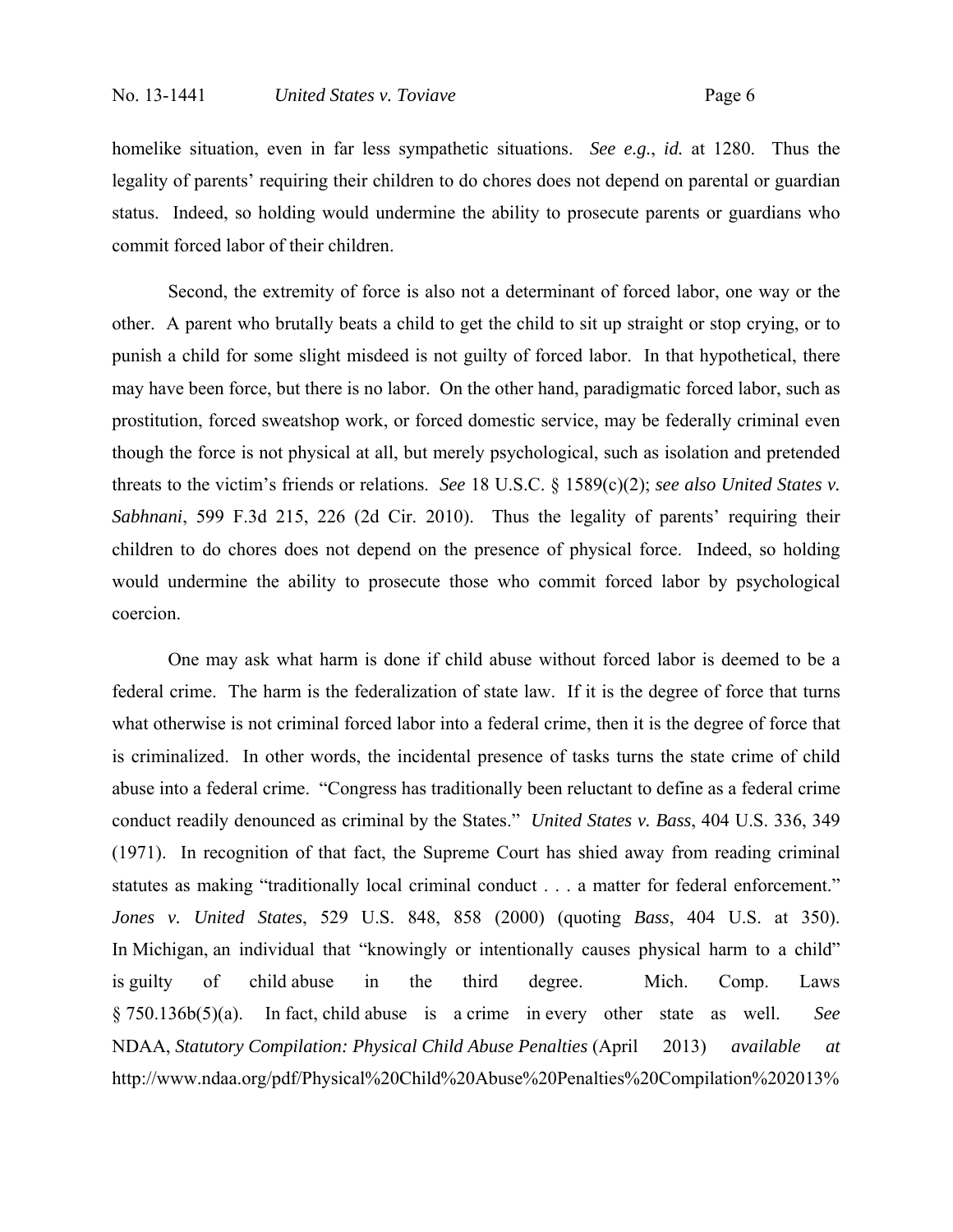homelike situation, even in far less sympathetic situations. *See e.g.*, *id.* at 1280. Thus the legality of parents' requiring their children to do chores does not depend on parental or guardian status. Indeed, so holding would undermine the ability to prosecute parents or guardians who commit forced labor of their children.

Second, the extremity of force is also not a determinant of forced labor, one way or the other. A parent who brutally beats a child to get the child to sit up straight or stop crying, or to punish a child for some slight misdeed is not guilty of forced labor. In that hypothetical, there may have been force, but there is no labor. On the other hand, paradigmatic forced labor, such as prostitution, forced sweatshop work, or forced domestic service, may be federally criminal even though the force is not physical at all, but merely psychological, such as isolation and pretended threats to the victim's friends or relations. *See* 18 U.S.C. § 1589(c)(2); *see also United States v. Sabhnani*, 599 F.3d 215, 226 (2d Cir. 2010). Thus the legality of parents' requiring their children to do chores does not depend on the presence of physical force. Indeed, so holding would undermine the ability to prosecute those who commit forced labor by psychological coercion.

One may ask what harm is done if child abuse without forced labor is deemed to be a federal crime. The harm is the federalization of state law. If it is the degree of force that turns what otherwise is not criminal forced labor into a federal crime, then it is the degree of force that is criminalized. In other words, the incidental presence of tasks turns the state crime of child abuse into a federal crime. "Congress has traditionally been reluctant to define as a federal crime conduct readily denounced as criminal by the States." *United States v. Bass*, 404 U.S. 336, 349 (1971). In recognition of that fact, the Supreme Court has shied away from reading criminal statutes as making "traditionally local criminal conduct . . . a matter for federal enforcement." *Jones v. United States*, 529 U.S. 848, 858 (2000) (quoting *Bass*, 404 U.S. at 350). In Michigan, an individual that "knowingly or intentionally causes physical harm to a child" is guilty of child abuse in the third degree. Mich. Comp. Laws § 750.136b(5)(a). In fact, child abuse is a crime in every other state as well. *See* NDAA, *Statutory Compilation: Physical Child Abuse Penalties* (April 2013) *available at* http://www.ndaa.org/pdf/Physical%20Child%20Abuse%20Penalties%20Compilation%202013%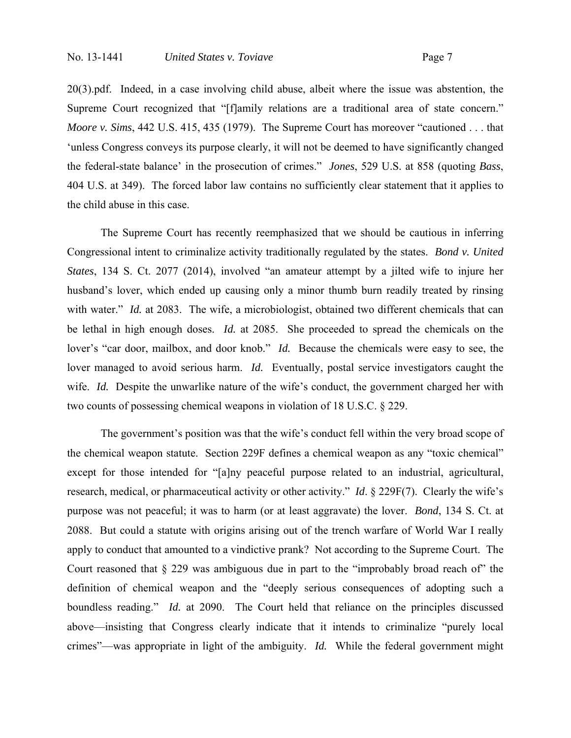20(3).pdf. Indeed, in a case involving child abuse, albeit where the issue was abstention, the Supreme Court recognized that "[f]amily relations are a traditional area of state concern." *Moore v. Sims*, 442 U.S. 415, 435 (1979). The Supreme Court has moreover "cautioned . . . that 'unless Congress conveys its purpose clearly, it will not be deemed to have significantly changed the federal-state balance' in the prosecution of crimes." *Jones*, 529 U.S. at 858 (quoting *Bass*, 404 U.S. at 349). The forced labor law contains no sufficiently clear statement that it applies to the child abuse in this case.

The Supreme Court has recently reemphasized that we should be cautious in inferring Congressional intent to criminalize activity traditionally regulated by the states. *Bond v. United States*, 134 S. Ct. 2077 (2014), involved "an amateur attempt by a jilted wife to injure her husband's lover, which ended up causing only a minor thumb burn readily treated by rinsing with water." *Id.* at 2083. The wife, a microbiologist, obtained two different chemicals that can be lethal in high enough doses. *Id.* at 2085. She proceeded to spread the chemicals on the lover's "car door, mailbox, and door knob." *Id.* Because the chemicals were easy to see, the lover managed to avoid serious harm. *Id.* Eventually, postal service investigators caught the wife. *Id.* Despite the unwarlike nature of the wife's conduct, the government charged her with two counts of possessing chemical weapons in violation of 18 U.S.C. § 229.

The government's position was that the wife's conduct fell within the very broad scope of the chemical weapon statute. Section 229F defines a chemical weapon as any "toxic chemical" except for those intended for "[a]ny peaceful purpose related to an industrial, agricultural, research, medical, or pharmaceutical activity or other activity." *Id*. § 229F(7). Clearly the wife's purpose was not peaceful; it was to harm (or at least aggravate) the lover. *Bond*, 134 S. Ct. at 2088. But could a statute with origins arising out of the trench warfare of World War I really apply to conduct that amounted to a vindictive prank? Not according to the Supreme Court. The Court reasoned that § 229 was ambiguous due in part to the "improbably broad reach of" the definition of chemical weapon and the "deeply serious consequences of adopting such a boundless reading." *Id.* at 2090. The Court held that reliance on the principles discussed above—insisting that Congress clearly indicate that it intends to criminalize "purely local crimes"—was appropriate in light of the ambiguity. *Id.* While the federal government might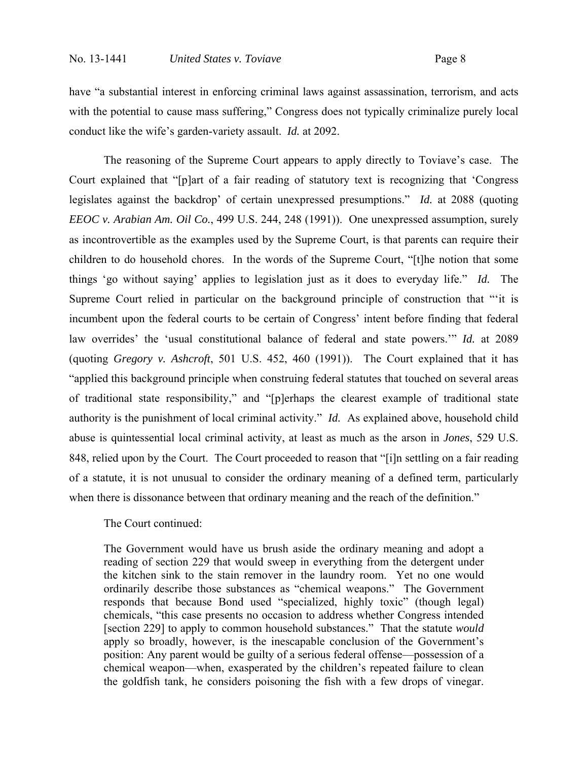have "a substantial interest in enforcing criminal laws against assassination, terrorism, and acts with the potential to cause mass suffering," Congress does not typically criminalize purely local conduct like the wife's garden-variety assault. *Id.* at 2092.

The reasoning of the Supreme Court appears to apply directly to Toviave's case. The Court explained that "[p]art of a fair reading of statutory text is recognizing that 'Congress legislates against the backdrop' of certain unexpressed presumptions." *Id.* at 2088 (quoting *EEOC v. Arabian Am. Oil Co.*, 499 U.S. 244, 248 (1991)). One unexpressed assumption, surely as incontrovertible as the examples used by the Supreme Court, is that parents can require their children to do household chores. In the words of the Supreme Court, "[t]he notion that some things 'go without saying' applies to legislation just as it does to everyday life." *Id.* The Supreme Court relied in particular on the background principle of construction that "'it is incumbent upon the federal courts to be certain of Congress' intent before finding that federal law overrides' the 'usual constitutional balance of federal and state powers.'" *Id.* at 2089 (quoting *Gregory v. Ashcroft*, 501 U.S. 452, 460 (1991)). The Court explained that it has "applied this background principle when construing federal statutes that touched on several areas of traditional state responsibility," and "[p]erhaps the clearest example of traditional state authority is the punishment of local criminal activity." *Id.* As explained above, household child abuse is quintessential local criminal activity, at least as much as the arson in *Jones*, 529 U.S. 848, relied upon by the Court. The Court proceeded to reason that "[i]n settling on a fair reading of a statute, it is not unusual to consider the ordinary meaning of a defined term, particularly when there is dissonance between that ordinary meaning and the reach of the definition."

The Court continued:

> The Government would have us brush aside the ordinary meaning and adopt a reading of section 229 that would sweep in everything from the detergent under the kitchen sink to the stain remover in the laundry room. Yet no one would ordinarily describe those substances as "chemical weapons." The Government responds that because Bond used "specialized, highly toxic" (though legal) chemicals, "this case presents no occasion to address whether Congress intended [section 229] to apply to common household substances." That the statute *would* apply so broadly, however, is the inescapable conclusion of the Government's position: Any parent would be guilty of a serious federal offense—possession of a chemical weapon—when, exasperated by the children's repeated failure to clean the goldfish tank, he considers poisoning the fish with a few drops of vinegar.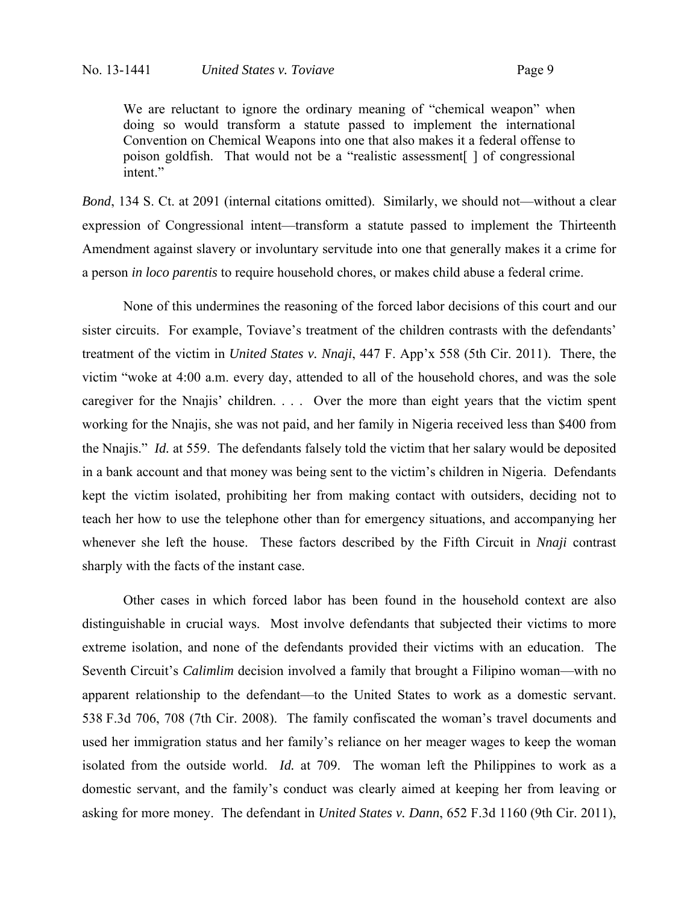> We are reluctant to ignore the ordinary meaning of "chemical weapon" when doing so would transform a statute passed to implement the international Convention on Chemical Weapons into one that also makes it a federal offense to poison goldfish. That would not be a "realistic assessment[ ] of congressional intent."

*Bond*, 134 S. Ct. at 2091 (internal citations omitted). Similarly, we should not—without a clear expression of Congressional intent—transform a statute passed to implement the Thirteenth Amendment against slavery or involuntary servitude into one that generally makes it a crime for a person *in loco parentis* to require household chores, or makes child abuse a federal crime.

None of this undermines the reasoning of the forced labor decisions of this court and our sister circuits. For example, Toviave's treatment of the children contrasts with the defendants' treatment of the victim in *United States v. Nnaji*, 447 F. App'x 558 (5th Cir. 2011). There, the victim "woke at 4:00 a.m. every day, attended to all of the household chores, and was the sole caregiver for the Nnajis' children. . . . Over the more than eight years that the victim spent working for the Nnajis, she was not paid, and her family in Nigeria received less than $400 from the Nnajis." *Id.* at 559. The defendants falsely told the victim that her salary would be deposited in a bank account and that money was being sent to the victim's children in Nigeria. Defendants kept the victim isolated, prohibiting her from making contact with outsiders, deciding not to teach her how to use the telephone other than for emergency situations, and accompanying her whenever she left the house. These factors described by the Fifth Circuit in *Nnaji* contrast sharply with the facts of the instant case.

Other cases in which forced labor has been found in the household context are also distinguishable in crucial ways. Most involve defendants that subjected their victims to more extreme isolation, and none of the defendants provided their victims with an education. The Seventh Circuit's *Calimlim* decision involved a family that brought a Filipino woman—with no apparent relationship to the defendant—to the United States to work as a domestic servant. 538 F.3d 706, 708 (7th Cir. 2008). The family confiscated the woman's travel documents and used her immigration status and her family's reliance on her meager wages to keep the woman isolated from the outside world. *Id.* at 709. The woman left the Philippines to work as a domestic servant, and the family's conduct was clearly aimed at keeping her from leaving or asking for more money. The defendant in *United States v. Dann*, 652 F.3d 1160 (9th Cir. 2011),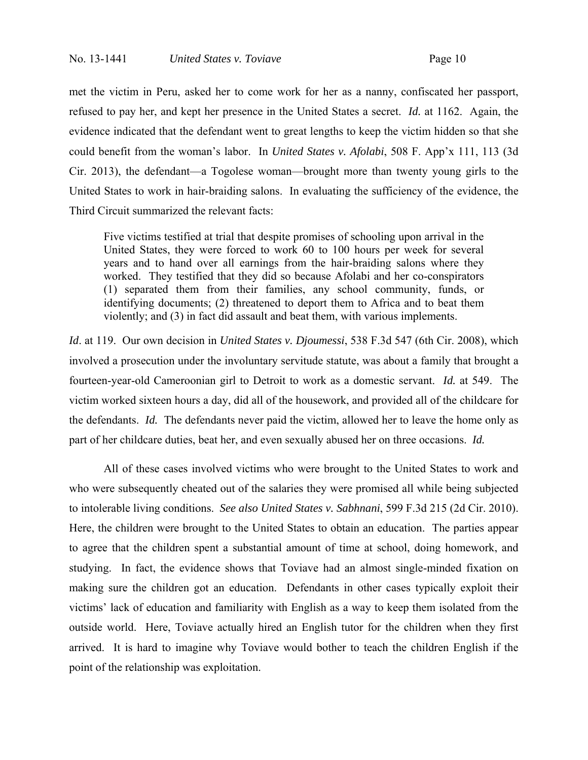met the victim in Peru, asked her to come work for her as a nanny, confiscated her passport, refused to pay her, and kept her presence in the United States a secret. *Id.* at 1162. Again, the evidence indicated that the defendant went to great lengths to keep the victim hidden so that she could benefit from the woman's labor. In *United States v. Afolabi*, 508 F. App'x 111, 113 (3d Cir. 2013), the defendant—a Togolese woman—brought more than twenty young girls to the United States to work in hair-braiding salons. In evaluating the sufficiency of the evidence, the Third Circuit summarized the relevant facts:

> Five victims testified at trial that despite promises of schooling upon arrival in the United States, they were forced to work 60 to 100 hours per week for several years and to hand over all earnings from the hair-braiding salons where they worked. They testified that they did so because Afolabi and her co-conspirators (1) separated them from their families, any school community, funds, or identifying documents; (2) threatened to deport them to Africa and to beat them violently; and (3) in fact did assault and beat them, with various implements.

*Id*. at 119. Our own decision in *United States v. Djoumessi*, 538 F.3d 547 (6th Cir. 2008), which involved a prosecution under the involuntary servitude statute, was about a family that brought a fourteen-year-old Cameroonian girl to Detroit to work as a domestic servant. *Id.* at 549. The victim worked sixteen hours a day, did all of the housework, and provided all of the childcare for the defendants. *Id.* The defendants never paid the victim, allowed her to leave the home only as part of her childcare duties, beat her, and even sexually abused her on three occasions. *Id.*

All of these cases involved victims who were brought to the United States to work and who were subsequently cheated out of the salaries they were promised all while being subjected to intolerable living conditions. *See also United States v. Sabhnani*, 599 F.3d 215 (2d Cir. 2010). Here, the children were brought to the United States to obtain an education. The parties appear to agree that the children spent a substantial amount of time at school, doing homework, and studying. In fact, the evidence shows that Toviave had an almost single-minded fixation on making sure the children got an education. Defendants in other cases typically exploit their victims' lack of education and familiarity with English as a way to keep them isolated from the outside world. Here, Toviave actually hired an English tutor for the children when they first arrived. It is hard to imagine why Toviave would bother to teach the children English if the point of the relationship was exploitation.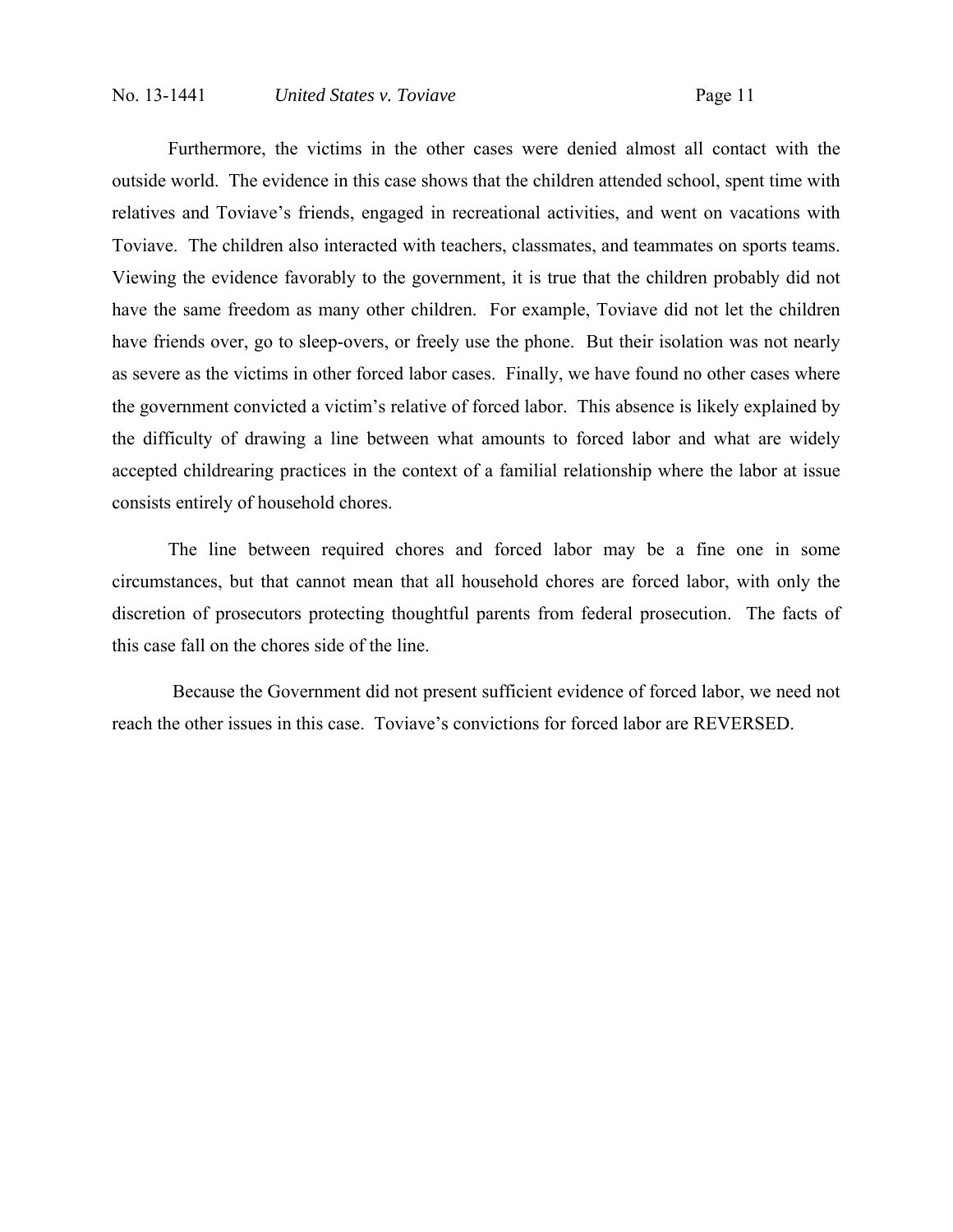Furthermore, the victims in the other cases were denied almost all contact with the outside world. The evidence in this case shows that the children attended school, spent time with relatives and Toviave's friends, engaged in recreational activities, and went on vacations with Toviave. The children also interacted with teachers, classmates, and teammates on sports teams. Viewing the evidence favorably to the government, it is true that the children probably did not have the same freedom as many other children. For example, Toviave did not let the children have friends over, go to sleep-overs, or freely use the phone. But their isolation was not nearly as severe as the victims in other forced labor cases. Finally, we have found no other cases where the government convicted a victim's relative of forced labor. This absence is likely explained by the difficulty of drawing a line between what amounts to forced labor and what are widely accepted childrearing practices in the context of a familial relationship where the labor at issue consists entirely of household chores.

The line between required chores and forced labor may be a fine one in some circumstances, but that cannot mean that all household chores are forced labor, with only the discretion of prosecutors protecting thoughtful parents from federal prosecution. The facts of this case fall on the chores side of the line.

Because the Government did not present sufficient evidence of forced labor, we need not reach the other issues in this case. Toviave's convictions for forced labor are REVERSED.